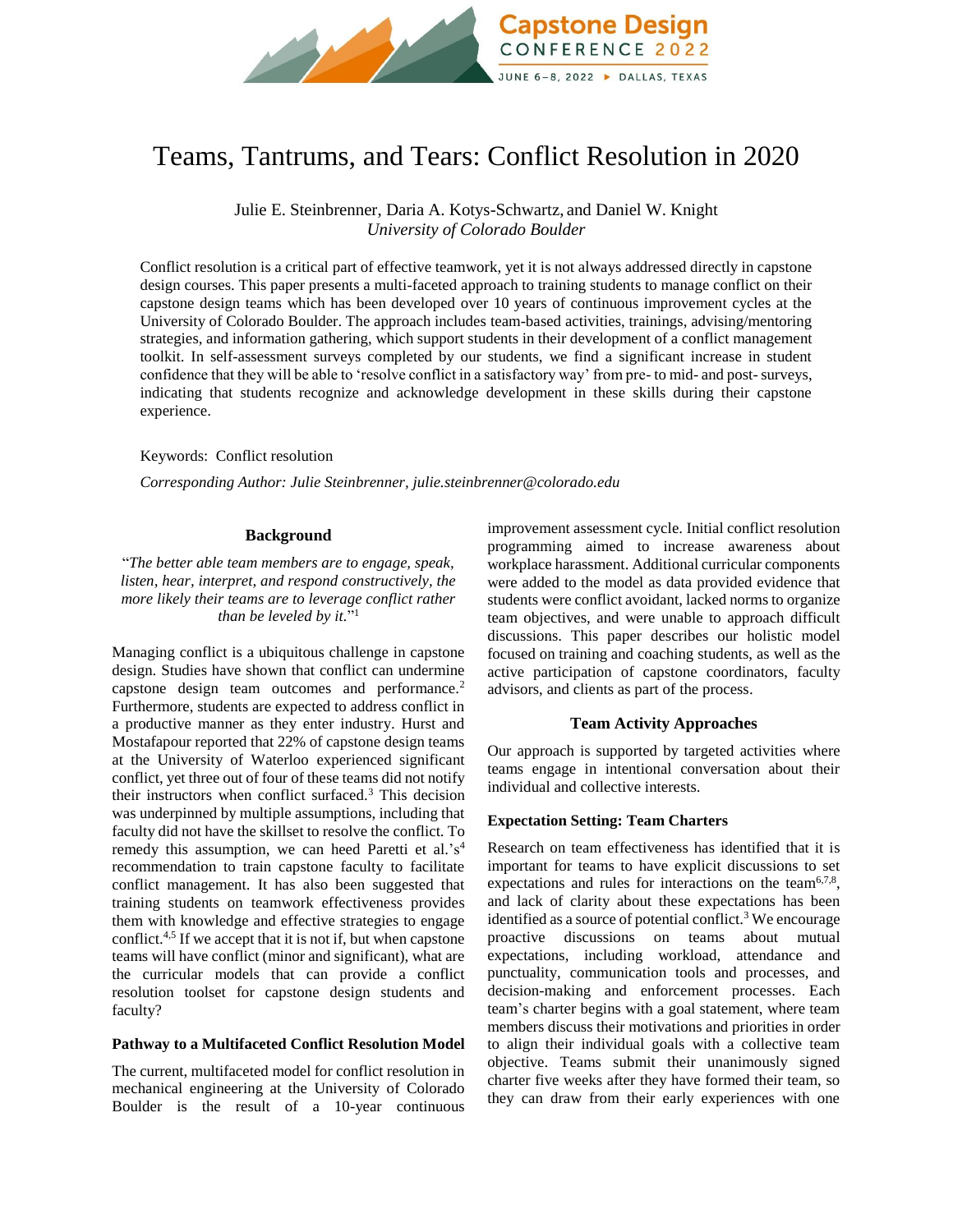# Teams, Tantrums, and Tears: Conflict Resolution in 2020

Julie E. Steinbrenner, Daria A. Kotys-Schwartz, and Daniel W. Knight
*University of Colorado Boulder*

Conflict resolution is a critical part of effective teamwork, yet it is not always addressed directly in capstone design courses. This paper presents a multi-faceted approach to training students to manage conflict on their capstone design teams which has been developed over 10 years of continuous improvement cycles at the University of Colorado Boulder. The approach includes team-based activities, trainings, advising/mentoring strategies, and information gathering, which support students in their development of a conflict management toolkit. In self-assessment surveys completed by our students, we find a significant increase in student confidence that they will be able to 'resolve conflict in a satisfactory way' from pre- to mid- and post- surveys, indicating that students recognize and acknowledge development in these skills during their capstone experience.

Keywords: Conflict resolution

*Corresponding Author: Julie Steinbrenner, julie.steinbrenner@colorado.edu*

## Background

"*The better able team members are to engage, speak, listen, hear, interpret, and respond constructively, the more likely their teams are to leverage conflict rather than be leveled by it.*"[1]

Managing conflict is a ubiquitous challenge in capstone design. Studies have shown that conflict can undermine capstone design team outcomes and performance.[2] Furthermore, students are expected to address conflict in a productive manner as they enter industry. Hurst and Mostafapour reported that 22% of capstone design teams at the University of Waterloo experienced significant conflict, yet three out of four of these teams did not notify their instructors when conflict surfaced.[3] This decision was underpinned by multiple assumptions, including that faculty did not have the skillset to resolve the conflict. To remedy this assumption, we can heed Paretti et al.'s[4] recommendation to train capstone faculty to facilitate conflict management. It has also been suggested that training students on teamwork effectiveness provides them with knowledge and effective strategies to engage conflict.[4,5] If we accept that it is not if, but when capstone teams will have conflict (minor and significant), what are the curricular models that can provide a conflict resolution toolset for capstone design students and faculty?

### Pathway to a Multifaceted Conflict Resolution Model

The current, multifaceted model for conflict resolution in mechanical engineering at the University of Colorado Boulder is the result of a 10-year continuous improvement assessment cycle. Initial conflict resolution programming aimed to increase awareness about workplace harassment. Additional curricular components were added to the model as data provided evidence that students were conflict avoidant, lacked norms to organize team objectives, and were unable to approach difficult discussions. This paper describes our holistic model focused on training and coaching students, as well as the active participation of capstone coordinators, faculty advisors, and clients as part of the process.

## Team Activity Approaches

Our approach is supported by targeted activities where teams engage in intentional conversation about their individual and collective interests.

### Expectation Setting: Team Charters

Research on team effectiveness has identified that it is important for teams to have explicit discussions to set expectations and rules for interactions on the team[6,7,8], and lack of clarity about these expectations has been identified as a source of potential conflict.[3] We encourage proactive discussions on teams about mutual expectations, including workload, attendance and punctuality, communication tools and processes, and decision-making and enforcement processes. Each team's charter begins with a goal statement, where team members discuss their motivations and priorities in order to align their individual goals with a collective team objective. Teams submit their unanimously signed charter five weeks after they have formed their team, so they can draw from their early experiences with one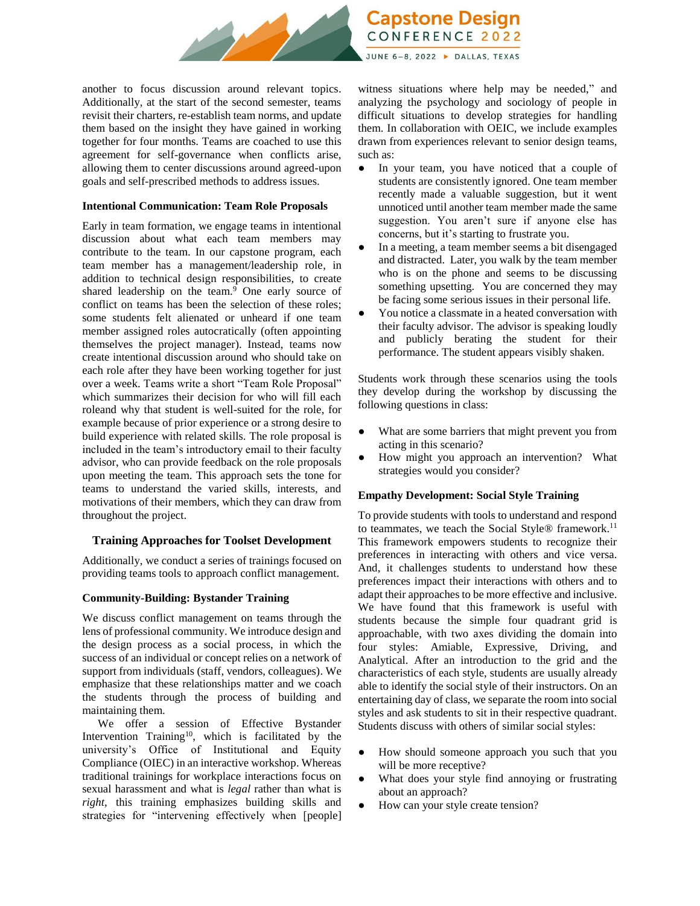another to focus discussion around relevant topics. Additionally, at the start of the second semester, teams revisit their charters, re-establish team norms, and update them based on the insight they have gained in working together for four months. Teams are coached to use this agreement for self-governance when conflicts arise, allowing them to center discussions around agreed-upon goals and self-prescribed methods to address issues.

### Intentional Communication: Team Role Proposals

Early in team formation, we engage teams in intentional discussion about what each team members may contribute to the team. In our capstone program, each team member has a management/leadership role, in addition to technical design responsibilities, to create shared leadership on the team.[9] One early source of conflict on teams has been the selection of these roles; some students felt alienated or unheard if one team member assigned roles autocratically (often appointing themselves the project manager). Instead, teams now create intentional discussion around who should take on each role after they have been working together for just over a week. Teams write a short "Team Role Proposal" which summarizes their decision for who will fill each roleand why that student is well-suited for the role, for example because of prior experience or a strong desire to build experience with related skills. The role proposal is included in the team's introductory email to their faculty advisor, who can provide feedback on the role proposals upon meeting the team. This approach sets the tone for teams to understand the varied skills, interests, and motivations of their members, which they can draw from throughout the project.

## Training Approaches for Toolset Development

Additionally, we conduct a series of trainings focused on providing teams tools to approach conflict management.

### Community-Building: Bystander Training

We discuss conflict management on teams through the lens of professional community. We introduce design and the design process as a social process, in which the success of an individual or concept relies on a network of support from individuals (staff, vendors, colleagues). We emphasize that these relationships matter and we coach the students through the process of building and maintaining them.

We offer a session of Effective Bystander Intervention Training[10], which is facilitated by the university's Office of Institutional and Equity Compliance (OIEC) in an interactive workshop. Whereas traditional trainings for workplace interactions focus on sexual harassment and what is *legal* rather than what is *right*, this training emphasizes building skills and strategies for "intervening effectively when [people] witness situations where help may be needed," and analyzing the psychology and sociology of people in difficult situations to develop strategies for handling them. In collaboration with OEIC, we include examples drawn from experiences relevant to senior design teams, such as:

- In your team, you have noticed that a couple of students are consistently ignored. One team member recently made a valuable suggestion, but it went unnoticed until another team member made the same suggestion. You aren't sure if anyone else has concerns, but it's starting to frustrate you.
- In a meeting, a team member seems a bit disengaged and distracted. Later, you walk by the team member who is on the phone and seems to be discussing something upsetting. You are concerned they may be facing some serious issues in their personal life.
- You notice a classmate in a heated conversation with their faculty advisor. The advisor is speaking loudly and publicly berating the student for their performance. The student appears visibly shaken.

Students work through these scenarios using the tools they develop during the workshop by discussing the following questions in class:

- What are some barriers that might prevent you from acting in this scenario?
- How might you approach an intervention? What strategies would you consider?

### Empathy Development: Social Style Training

To provide students with tools to understand and respond to teammates, we teach the Social Style® framework.[11] This framework empowers students to recognize their preferences in interacting with others and vice versa. And, it challenges students to understand how these preferences impact their interactions with others and to adapt their approaches to be more effective and inclusive. We have found that this framework is useful with students because the simple four quadrant grid is approachable, with two axes dividing the domain into four styles: Amiable, Expressive, Driving, and Analytical. After an introduction to the grid and the characteristics of each style, students are usually already able to identify the social style of their instructors. On an entertaining day of class, we separate the room into social styles and ask students to sit in their respective quadrant. Students discuss with others of similar social styles:

- How should someone approach you such that you will be more receptive?
- What does your style find annoying or frustrating about an approach?
- How can your style create tension?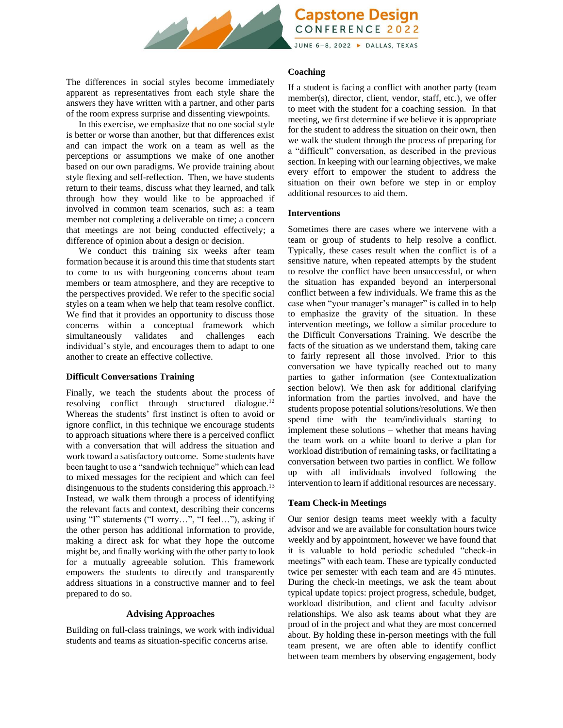The differences in social styles become immediately apparent as representatives from each style share the answers they have written with a partner, and other parts of the room express surprise and dissenting viewpoints.

In this exercise, we emphasize that no one social style is better or worse than another, but that differences exist and can impact the work on a team as well as the perceptions or assumptions we make of one another based on our own paradigms. We provide training about style flexing and self-reflection. Then, we have students return to their teams, discuss what they learned, and talk through how they would like to be approached if involved in common team scenarios, such as: a team member not completing a deliverable on time; a concern that meetings are not being conducted effectively; a difference of opinion about a design or decision.

We conduct this training six weeks after team formation because it is around this time that students start to come to us with burgeoning concerns about team members or team atmosphere, and they are receptive to the perspectives provided. We refer to the specific social styles on a team when we help that team resolve conflict. We find that it provides an opportunity to discuss those concerns within a conceptual framework which simultaneously validates and challenges each individual's style, and encourages them to adapt to one another to create an effective collective.

### Difficult Conversations Training

Finally, we teach the students about the process of resolving conflict through structured dialogue.[12] Whereas the students' first instinct is often to avoid or ignore conflict, in this technique we encourage students to approach situations where there is a perceived conflict with a conversation that will address the situation and work toward a satisfactory outcome. Some students have been taught to use a "sandwich technique" which can lead to mixed messages for the recipient and which can feel disingenuous to the students considering this approach.[13] Instead, we walk them through a process of identifying the relevant facts and context, describing their concerns using "I" statements ("I worry…", "I feel…"), asking if the other person has additional information to provide, making a direct ask for what they hope the outcome might be, and finally working with the other party to look for a mutually agreeable solution. This framework empowers the students to directly and transparently address situations in a constructive manner and to feel prepared to do so.

## Advising Approaches

Building on full-class trainings, we work with individual students and teams as situation-specific concerns arise.

### Coaching

If a student is facing a conflict with another party (team member(s), director, client, vendor, staff, etc.), we offer to meet with the student for a coaching session. In that meeting, we first determine if we believe it is appropriate for the student to address the situation on their own, then we walk the student through the process of preparing for a "difficult" conversation, as described in the previous section. In keeping with our learning objectives, we make every effort to empower the student to address the situation on their own before we step in or employ additional resources to aid them.

### Interventions

Sometimes there are cases where we intervene with a team or group of students to help resolve a conflict. Typically, these cases result when the conflict is of a sensitive nature, when repeated attempts by the student to resolve the conflict have been unsuccessful, or when the situation has expanded beyond an interpersonal conflict between a few individuals. We frame this as the case when "your manager's manager" is called in to help to emphasize the gravity of the situation. In these intervention meetings, we follow a similar procedure to the Difficult Conversations Training. We describe the facts of the situation as we understand them, taking care to fairly represent all those involved. Prior to this conversation we have typically reached out to many parties to gather information (see Contextualization section below). We then ask for additional clarifying information from the parties involved, and have the students propose potential solutions/resolutions. We then spend time with the team/individuals starting to implement these solutions – whether that means having the team work on a white board to derive a plan for workload distribution of remaining tasks, or facilitating a conversation between two parties in conflict. We follow up with all individuals involved following the intervention to learn if additional resources are necessary.

### Team Check-in Meetings

Our senior design teams meet weekly with a faculty advisor and we are available for consultation hours twice weekly and by appointment, however we have found that it is valuable to hold periodic scheduled "check-in meetings" with each team. These are typically conducted twice per semester with each team and are 45 minutes. During the check-in meetings, we ask the team about typical update topics: project progress, schedule, budget, workload distribution, and client and faculty advisor relationships. We also ask teams about what they are proud of in the project and what they are most concerned about. By holding these in-person meetings with the full team present, we are often able to identify conflict between team members by observing engagement, body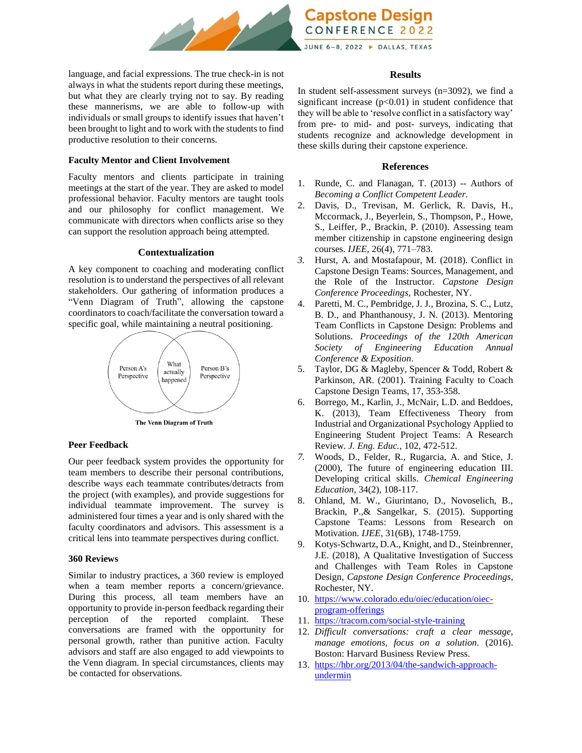language, and facial expressions. The true check-in is not always in what the students report during these meetings, but what they are clearly trying not to say. By reading these mannerisms, we are able to follow-up with individuals or small groups to identify issues that haven't been brought to light and to work with the students to find productive resolution to their concerns.

**Faculty Mentor and Client Involvement**

Faculty mentors and clients participate in training meetings at the start of the year. They are asked to model professional behavior. Faculty mentors are taught tools and our philosophy for conflict management. We communicate with directors when conflicts arise so they can support the resolution approach being attempted.

## Contextualization

A key component to coaching and moderating conflict resolution is to understand the perspectives of all relevant stakeholders. Our gathering of information produces a "Venn Diagram of Truth", allowing the capstone coordinators to coach/facilitate the conversation toward a specific goal, while maintaining a neutral positioning.

Person A's Perspective

What actually happened

Person B's Perspective

**The Venn Diagram of Truth**

**Peer Feedback**

Our peer feedback system provides the opportunity for team members to describe their personal contributions, describe ways each teammate contributes/detracts from the project (with examples), and provide suggestions for individual teammate improvement. The survey is administered four times a year and is only shared with the faculty coordinators and advisors. This assessment is a critical lens into teammate perspectives during conflict.

**360 Reviews**

Similar to industry practices, a 360 review is employed when a team member reports a concern/grievance. During this process, all team members have an opportunity to provide in-person feedback regarding their perception of the reported complaint. These conversations are framed with the opportunity for personal growth, rather than punitive action. Faculty advisors and staff are also engaged to add viewpoints to the Venn diagram. In special circumstances, clients may be contacted for observations.

## Results

In student self-assessment surveys (n=3092), we find a significant increase ($p<0.01$) in student confidence that they will be able to 'resolve conflict in a satisfactory way' from pre- to mid- and post- surveys, indicating that students recognize and acknowledge development in these skills during their capstone experience.

## References

1. Runde, C. and Flanagan, T. (2013) -- Authors of *Becoming a Conflict Competent Leader.*
2. Davis, D., Trevisan, M. Gerlick, R. Davis, H., Mccormack, J., Beyerlein, S., Thompson, P., Howe, S., Leiffer, P., Brackin, P. (2010). Assessing team member citizenship in capstone engineering design courses. *IJEE*, 26(4), 771–783.
3. Hurst, A. and Mostafapour, M. (2018). Conflict in Capstone Design Teams: Sources, Management, and the Role of the Instructor. *Capstone Design Conference Proceedings,* Rochester, NY.
4. Paretti, M. C., Pembridge, J. J., Brozina, S. C., Lutz, B. D., and Phanthanousy, J. N. (2013). Mentoring Team Conflicts in Capstone Design: Problems and Solutions. *Proceedings of the 120th American Society of Engineering Education Annual Conference & Exposition*.
5. Taylor, DG & Magleby, Spencer & Todd, Robert & Parkinson, AR. (2001). Training Faculty to Coach Capstone Design Teams, 17, 353-358.
6. Borrego, M., Karlin, J., McNair, L.D. and Beddoes, K. (2013), Team Effectiveness Theory from Industrial and Organizational Psychology Applied to Engineering Student Project Teams: A Research Review. *J. Eng. Educ.*, 102, 472-512.
7. Woods, D., Felder, R., Rugarcia, A. and Stice, J. (2000), The future of engineering education III. Developing critical skills. *Chemical Engineering Education,* 34(2), 108-117.
8. Ohland, M. W., Giurintano, D., Novoselich, B., Brackin, P.,& Sangelkar, S. (2015). Supporting Capstone Teams: Lessons from Research on Motivation. *IJEE,* 31(6B), 1748-1759.
9. Kotys-Schwartz, D.A., Knight, and D., Steinbrenner, J.E. (2018), A Qualitative Investigation of Success and Challenges with Team Roles in Capstone Design, *Capstone Design Conference Proceedings,* Rochester, NY.
10. https://www.colorado.edu/oiec/education/oiec-program-offerings
11. https://tracom.com/social-style-training
12. *Difficult conversations: craft a clear message, manage emotions, focus on a solution.* (2016). Boston: Harvard Business Review Press.
13. https://hbr.org/2013/04/the-sandwich-approach-undermin